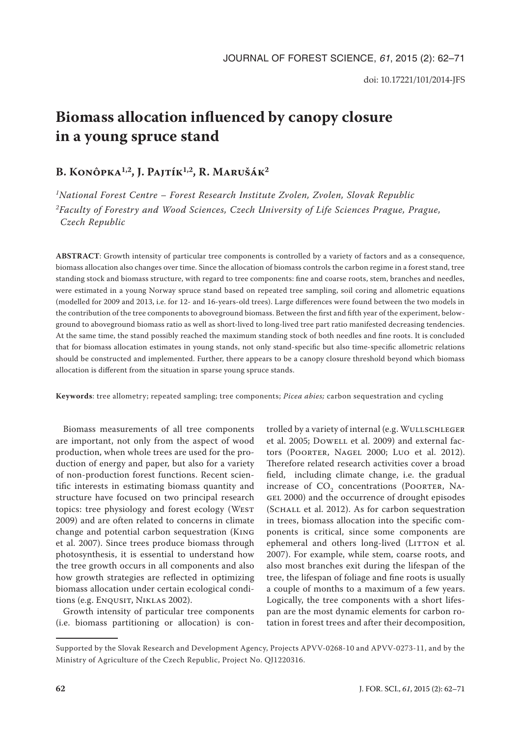doi: 10.17221/101/2014-JFS

# Biomass allocation influenced by canopy closure in a young spruce stand

**B. Konôpka[1,2], J. Pajtík[1,2], R. Marušák[2]**

[1]*National Forest Centre – Forest Research Institute Zvolen, Zvolen, Slovak Republic*

[2]*Faculty of Forestry and Wood Sciences, Czech University of Life Sciences Prague, Prague, Czech Republic*

**ABSTRACT**: Growth intensity of particular tree components is controlled by a variety of factors and as a consequence, biomass allocation also changes over time. Since the allocation of biomass controls the carbon regime in a forest stand, tree standing stock and biomass structure, with regard to tree components: fine and coarse roots, stem, branches and needles, were estimated in a young Norway spruce stand based on repeated tree sampling, soil coring and allometric equations (modelled for 2009 and 2013, i.e. for 12- and 16-years-old trees). Large differences were found between the two models in the contribution of the tree components to aboveground biomass. Between the first and fifth year of the experiment, belowground to aboveground biomass ratio as well as short-lived to long-lived tree part ratio manifested decreasing tendencies. At the same time, the stand possibly reached the maximum standing stock of both needles and fine roots. It is concluded that for biomass allocation estimates in young stands, not only stand-specific but also time-specific allometric relations should be constructed and implemented. Further, there appears to be a canopy closure threshold beyond which biomass allocation is different from the situation in sparse young spruce stands.

**Keywords**: tree allometry; repeated sampling; tree components; *Picea abies;* carbon sequestration and cycling

Biomass measurements of all tree components are important, not only from the aspect of wood production, when whole trees are used for the production of energy and paper, but also for a variety of non-production forest functions. Recent scientific interests in estimating biomass quantity and structure have focused on two principal research topics: tree physiology and forest ecology (West 2009) and are often related to concerns in climate change and potential carbon sequestration (King et al. 2007). Since trees produce biomass through photosynthesis, it is essential to understand how the tree growth occurs in all components and also how growth strategies are reflected in optimizing biomass allocation under certain ecological conditions (e.g. Enqusit, Niklas 2002).

Growth intensity of particular tree components (i.e. biomass partitioning or allocation) is controlled by a variety of internal (e.g. Wullschleger et al. 2005; Dowell et al. 2009) and external factors (Poorter, Nagel 2000; Luo et al. 2012). Therefore related research activities cover a broad field, including climate change, i.e. the gradual increase of $CO_2$ concentrations (Poorter, Nagel 2000) and the occurrence of drought episodes (Schall et al. 2012). As for carbon sequestration in trees, biomass allocation into the specific components is critical, since some components are ephemeral and others long-lived (Litton et al. 2007). For example, while stem, coarse roots, and also most branches exit during the lifespan of the tree, the lifespan of foliage and fine roots is usually a couple of months to a maximum of a few years. Logically, the tree components with a short lifespan are the most dynamic elements for carbon rotation in forest trees and after their decomposition,

Supported by the Slovak Research and Development Agency, Projects APVV-0268-10 and APVV-0273-11, and by the Ministry of Agriculture of the Czech Republic, Project No. QJ1220316.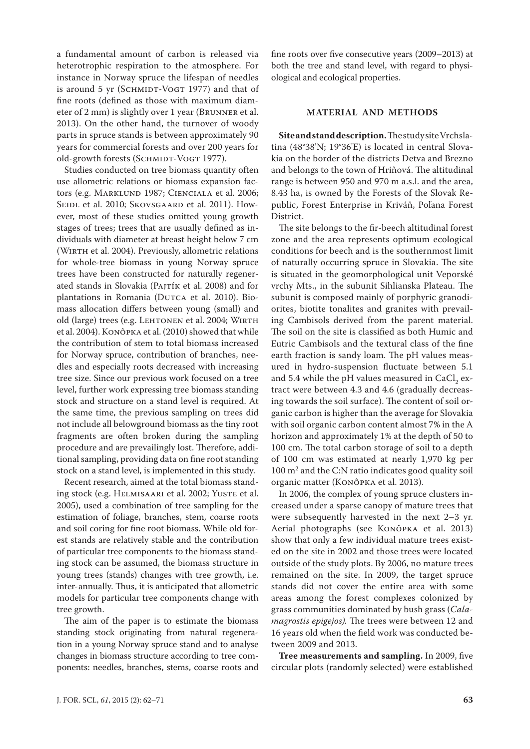a fundamental amount of carbon is released via heterotrophic respiration to the atmosphere. For instance in Norway spruce the lifespan of needles is around 5 yr (Schmidt-Vogt 1977) and that of fine roots (defined as those with maximum diameter of 2 mm) is slightly over 1 year (Brunner et al. 2013). On the other hand, the turnover of woody parts in spruce stands is between approximately 90 years for commercial forests and over 200 years for old-growth forests (Schmidt-Vogt 1977).

Studies conducted on tree biomass quantity often use allometric relations or biomass expansion factors (e.g. Marklund 1987; Cienciala et al. 2006; Seidl et al. 2010; Skovsgaard et al. 2011). However, most of these studies omitted young growth stages of trees; trees that are usually defined as individuals with diameter at breast height below 7 cm (Wirth et al. 2004). Previously, allometric relations for whole-tree biomass in young Norway spruce trees have been constructed for naturally regenerated stands in Slovakia (Pajtík et al. 2008) and for plantations in Romania (Dutca et al. 2010). Biomass allocation differs between young (small) and old (large) trees (e.g. Lehtonen et al. 2004; Wirth et al. 2004). Konôpka et al. (2010) showed that while the contribution of stem to total biomass increased for Norway spruce, contribution of branches, needles and especially roots decreased with increasing tree size. Since our previous work focused on a tree level, further work expressing tree biomass standing stock and structure on a stand level is required. At the same time, the previous sampling on trees did not include all belowground biomass as the tiny root fragments are often broken during the sampling procedure and are prevailingly lost. Therefore, additional sampling, providing data on fine root standing stock on a stand level, is implemented in this study.

Recent research, aimed at the total biomass standing stock (e.g. Helmisaari et al. 2002; Yuste et al. 2005), used a combination of tree sampling for the estimation of foliage, branches, stem, coarse roots and soil coring for fine root biomass. While old forest stands are relatively stable and the contribution of particular tree components to the biomass standing stock can be assumed, the biomass structure in young trees (stands) changes with tree growth, i.e. inter-annually. Thus, it is anticipated that allometric models for particular tree components change with tree growth.

The aim of the paper is to estimate the biomass standing stock originating from natural regeneration in a young Norway spruce stand and to analyse changes in biomass structure according to tree components: needles, branches, stems, coarse roots and fine roots over five consecutive years (2009–2013) at both the tree and stand level, with regard to physiological and ecological properties.

## MATERIAL AND METHODS

**Site and stand description.** The study site Vrchslatina (48°38'N; 19°36'E) is located in central Slovakia on the border of the districts Detva and Brezno and belongs to the town of Hriňová. The altitudinal range is between 950 and 970 m a.s.l. and the area, 8.43 ha, is owned by the Forests of the Slovak Republic, Forest Enterprise in Kriváň, Poľana Forest District.

The site belongs to the fir-beech altitudinal forest zone and the area represents optimum ecological conditions for beech and is the southernmost limit of naturally occurring spruce in Slovakia. The site is situated in the geomorphological unit Veporské vrchy Mts., in the subunit Sihlianska Plateau. The subunit is composed mainly of porphyric granodiorites, biotite tonalites and granites with prevailing Cambisols derived from the parent material. The soil on the site is classified as both Humic and Eutric Cambisols and the textural class of the fine earth fraction is sandy loam. The pH values measured in hydro-suspension fluctuate between 5.1 and 5.4 while the pH values measured in $CaCl_2$ extract were between 4.3 and 4.6 (gradually decreasing towards the soil surface). The content of soil organic carbon is higher than the average for Slovakia with soil organic carbon content almost 7% in the A horizon and approximately 1% at the depth of 50 to 100 cm. The total carbon storage of soil to a depth of 100 cm was estimated at nearly 1,970 kg per 100 $m^2$ and the C:N ratio indicates good quality soil organic matter (Konôpka et al. 2013).

In 2006, the complex of young spruce clusters increased under a sparse canopy of mature trees that were subsequently harvested in the next 2–3 yr. Aerial photographs (see Konôpka et al. 2013) show that only a few individual mature trees existed on the site in 2002 and those trees were located outside of the study plots. By 2006, no mature trees remained on the site. In 2009, the target spruce stands did not cover the entire area with some areas among the forest complexes colonized by grass communities dominated by bush grass (*Calamagrostis epigejos).* The trees were between 12 and 16 years old when the field work was conducted between 2009 and 2013.

**Tree measurements and sampling.** In 2009, five circular plots (randomly selected) were established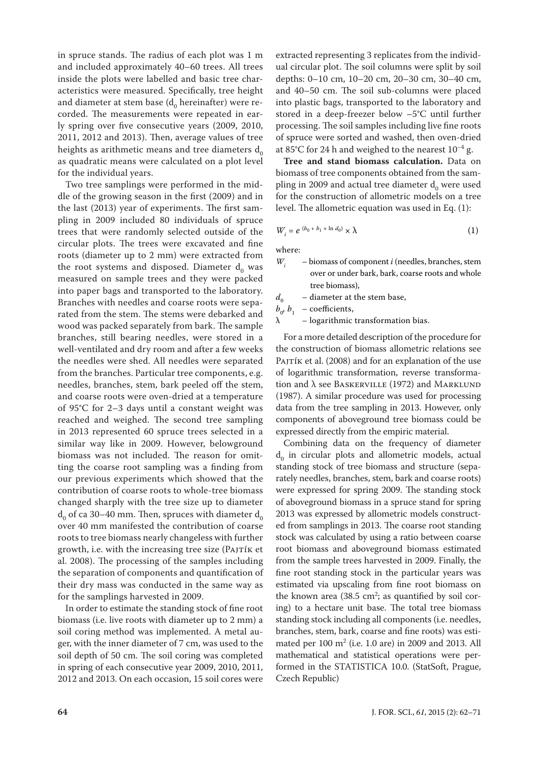in spruce stands. The radius of each plot was 1 m and included approximately 40–60 trees. All trees inside the plots were labelled and basic tree characteristics were measured. Specifically, tree height and diameter at stem base ($d_0$ hereinafter) were recorded. The measurements were repeated in early spring over five consecutive years (2009, 2010, 2011, 2012 and 2013). Then, average values of tree heights as arithmetic means and tree diameters $d_0$ as quadratic means were calculated on a plot level for the individual years.

Two tree samplings were performed in the middle of the growing season in the first (2009) and in the last (2013) year of experiments. The first sampling in 2009 included 80 individuals of spruce trees that were randomly selected outside of the circular plots. The trees were excavated and fine roots (diameter up to 2 mm) were extracted from the root systems and disposed. Diameter $d_0$ was measured on sample trees and they were packed into paper bags and transported to the laboratory. Branches with needles and coarse roots were separated from the stem. The stems were debarked and wood was packed separately from bark. The sample branches, still bearing needles, were stored in a well-ventilated and dry room and after a few weeks the needles were shed. All needles were separated from the branches. Particular tree components, e.g. needles, branches, stem, bark peeled off the stem, and coarse roots were oven-dried at a temperature of 95°C for 2–3 days until a constant weight was reached and weighed. The second tree sampling in 2013 represented 60 spruce trees selected in a similar way like in 2009. However, belowground biomass was not included. The reason for omitting the coarse root sampling was a finding from our previous experiments which showed that the contribution of coarse roots to whole-tree biomass changed sharply with the tree size up to diameter $d_0$ of ca 30–40 mm. Then, spruces with diameter $d_0$ over 40 mm manifested the contribution of coarse roots to tree biomass nearly changeless with further growth, i.e. with the increasing tree size (Pajtík et al. 2008). The processing of the samples including the separation of components and quantification of their dry mass was conducted in the same way as for the samplings harvested in 2009.

In order to estimate the standing stock of fine root biomass (i.e. live roots with diameter up to 2 mm) a soil coring method was implemented. A metal auger, with the inner diameter of 7 cm, was used to the soil depth of 50 cm. The soil coring was completed in spring of each consecutive year 2009, 2010, 2011, 2012 and 2013. On each occasion, 15 soil cores were extracted representing 3 replicates from the individual circular plot. The soil columns were split by soil depths: 0–10 cm, 10–20 cm, 20–30 cm, 30–40 cm, and 40–50 cm. The soil sub-columns were placed into plastic bags, transported to the laboratory and stored in a deep-freezer below –5°C until further processing. The soil samples including live fine roots of spruce were sorted and washed, then oven-dried at 85°C for 24 h and weighed to the nearest $10^{-4}$ g.

**Tree and stand biomass calculation.** Data on biomass of tree components obtained from the sampling in 2009 and actual tree diameter $d_0$ were used for the construction of allometric models on a tree level. The allometric equation was used in Eq. (1):

$$W_i = e^{(b_0 + b_1 \times \ln d_0)} \times \lambda \tag{1}$$

where:

- $W_i$ – biomass of component $i$ (needles, branches, stem over or under bark, bark, coarse roots and whole tree biomass),
- $d_0$ – diameter at the stem base,
- $b_0$, $b_1$ – coefficients,
- $\lambda$ – logarithmic transformation bias.

For a more detailed description of the procedure for the construction of biomass allometric relations see Pajtík et al. (2008) and for an explanation of the use of logarithmic transformation, reverse transformation and $\lambda$ see Baskerville (1972) and Marklund (1987). A similar procedure was used for processing data from the tree sampling in 2013. However, only components of aboveground tree biomass could be expressed directly from the empiric material.

Combining data on the frequency of diameter $d_0$ in circular plots and allometric models, actual standing stock of tree biomass and structure (separately needles, branches, stem, bark and coarse roots) were expressed for spring 2009. The standing stock of aboveground biomass in a spruce stand for spring 2013 was expressed by allometric models constructed from samplings in 2013. The coarse root standing stock was calculated by using a ratio between coarse root biomass and aboveground biomass estimated from the sample trees harvested in 2009. Finally, the fine root standing stock in the particular years was estimated via upscaling from fine root biomass on the known area (38.5 cm$^2$; as quantified by soil coring) to a hectare unit base. The total tree biomass standing stock including all components (i.e. needles, branches, stem, bark, coarse and fine roots) was estimated per 100 m$^2$ (i.e. 1.0 are) in 2009 and 2013. All mathematical and statistical operations were performed in the STATISTICA 10.0. (StatSoft, Prague, Czech Republic)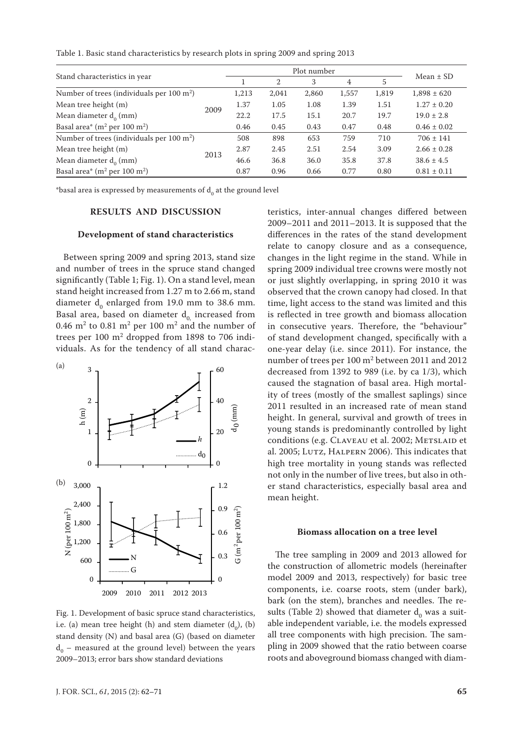Table 1. Basic stand characteristics by research plots in spring 2009 and spring 2013

| Stand characteristics in year | | Plot number | | | | | Mean ± SD |
|---|---|---|---|---|---|---|---|
| | | 1 | 2 | 3 | 4 | 5 | |
| Number of trees (individuals per 100 $m^2$) | 2009 | 1,213 | 2,041 | 2,860 | 1,557 | 1,819 | 1,898 ± 620 |
| Mean tree height (m) | | 1.37 | 1.05 | 1.08 | 1.39 | 1.51 | 1.27 ± 0.20 |
| Mean diameter $d_0$ (mm) | | 22.2 | 17.5 | 15.1 | 20.7 | 19.7 | 19.0 ± 2.8 |
| Basal area* ($m^2$ per 100 $m^2$) | | 0.46 | 0.45 | 0.43 | 0.47 | 0.48 | 0.46 ± 0.02 |
| Number of trees (individuals per 100 $m^2$) | 2013 | 508 | 898 | 653 | 759 | 710 | 706 ± 141 |
| Mean tree height (m) | | 2.87 | 2.45 | 2.51 | 2.54 | 3.09 | 2.66 ± 0.28 |
| Mean diameter $d_0$ (mm) | | 46.6 | 36.8 | 36.0 | 35.8 | 37.8 | 38.6 ± 4.5 |
| Basal area* ($m^2$ per 100 $m^2$) | | 0.87 | 0.96 | 0.66 | 0.77 | 0.80 | 0.81 ± 0.11 |

*basal area is expressed by measurements of $d_0$ at the ground level

## RESULTS AND DISCUSSION

### Development of stand characteristics

Between spring 2009 and spring 2013, stand size and number of trees in the spruce stand changed significantly (Table 1; Fig. 1). On a stand level, mean stand height increased from 1.27 m to 2.66 m, stand diameter $d_0$ enlarged from 19.0 mm to 38.6 mm. Basal area, based on diameter $d_0$, increased from 0.46 $m^2$ to 0.81 $m^2$ per 100 $m^2$ and the number of trees per 100 $m^2$ dropped from 1898 to 706 individuals. As for the tendency of all stand characteristics, inter-annual changes differed between 2009–2011 and 2011–2013. It is supposed that the differences in the rates of the stand development relate to canopy closure and as a consequence, changes in the light regime in the stand. While in spring 2009 individual tree crowns were mostly not or just slightly overlapping, in spring 2010 it was observed that the crown canopy had closed. In that time, light access to the stand was limited and this is reflected in tree growth and biomass allocation in consecutive years. Therefore, the "behaviour" of stand development changed, specifically with a one-year delay (i.e. since 2011). For instance, the number of trees per 100 $m^2$ between 2011 and 2012 decreased from 1392 to 989 (i.e. by ca 1/3), which caused the stagnation of basal area. High mortality of trees (mostly of the smallest saplings) since 2011 resulted in an increased rate of mean stand height. In general, survival and growth of trees in young stands is predominantly controlled by light conditions (e.g. Claveau et al. 2002; Metslaid et al. 2005; Lutz, Halpern 2006). This indicates that high tree mortality in young stands was reflected not only in the number of live trees, but also in other stand characteristics, especially basal area and mean height.

Fig. 1. Development of basic spruce stand characteristics, i.e. (a) mean tree height (h) and stem diameter ($d_0$), (b) stand density (N) and basal area (G) (based on diameter $d_0$ – measured at the ground level) between the years 2009–2013; error bars show standard deviations

### Biomass allocation on a tree level

The tree sampling in 2009 and 2013 allowed for the construction of allometric models (hereinafter model 2009 and 2013, respectively) for basic tree components, i.e. coarse roots, stem (under bark), bark (on the stem), branches and needles. The results (Table 2) showed that diameter $d_0$ was a suitable independent variable, i.e. the models expressed all tree components with high precision. The sampling in 2009 showed that the ratio between coarse roots and aboveground biomass changed with diam-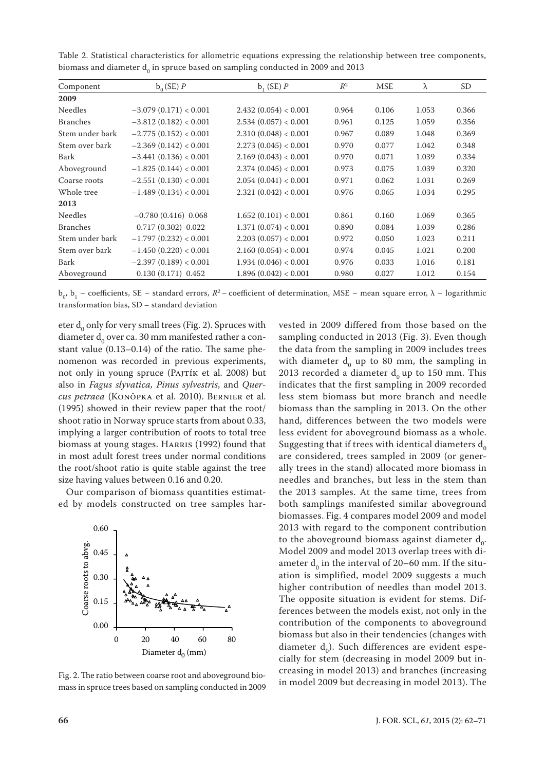Table 2. Statistical characteristics for allometric equations expressing the relationship between tree components, biomass and diameter $d_0$ in spruce based on sampling conducted in 2009 and 2013

| Component | $b_0$ (SE) $P$ | $b_1$ (SE) $P$ | $R^2$ | MSE | λ | SD |
|---|---|---|---|---|---|---|
| **2009** | | | | | | |
| Needles | −3.079 (0.171) < 0.001 | 2.432 (0.054) < 0.001 | 0.964 | 0.106 | 1.053 | 0.366 |
| Branches | −3.812 (0.182) < 0.001 | 2.534 (0.057) < 0.001 | 0.961 | 0.125 | 1.059 | 0.356 |
| Stem under bark | −2.775 (0.152) < 0.001 | 2.310 (0.048) < 0.001 | 0.967 | 0.089 | 1.048 | 0.369 |
| Stem over bark | −2.369 (0.142) < 0.001 | 2.273 (0.045) < 0.001 | 0.970 | 0.077 | 1.042 | 0.348 |
| Bark | −3.441 (0.136) < 0.001 | 2.169 (0.043) < 0.001 | 0.970 | 0.071 | 1.039 | 0.334 |
| Aboveground | −1.825 (0.144) < 0.001 | 2.374 (0.045) < 0.001 | 0.973 | 0.075 | 1.039 | 0.320 |
| Coarse roots | −2.551 (0.130) < 0.001 | 2.054 (0.041) < 0.001 | 0.971 | 0.062 | 1.031 | 0.269 |
| Whole tree | −1.489 (0.134) < 0.001 | 2.321 (0.042) < 0.001 | 0.976 | 0.065 | 1.034 | 0.295 |
| **2013** | | | | | | |
| Needles | −0.780 (0.416) 0.068 | 1.652 (0.101) < 0.001 | 0.861 | 0.160 | 1.069 | 0.365 |
| Branches | 0.717 (0.302) 0.022 | 1.371 (0.074) < 0.001 | 0.890 | 0.084 | 1.039 | 0.286 |
| Stem under bark | −1.797 (0.232) < 0.001 | 2.203 (0.057) < 0.001 | 0.972 | 0.050 | 1.023 | 0.211 |
| Stem over bark | −1.450 (0.220) < 0.001 | 2.160 (0.054) < 0.001 | 0.974 | 0.045 | 1.021 | 0.200 |
| Bark | −2.397 (0.189) < 0.001 | 1.934 (0.046) < 0.001 | 0.976 | 0.033 | 1.016 | 0.181 |
| Aboveground | 0.130 (0.171) 0.452 | 1.896 (0.042) < 0.001 | 0.980 | 0.027 | 1.012 | 0.154 |

$b_0$, $b_1$ – coefficients, SE – standard errors, $R^2$ – coefficient of determination, MSE – mean square error, λ – logarithmic transformation bias, SD – standard deviation

eter $d_0$ only for very small trees (Fig. 2). Spruces with diameter $d_0$ over ca. 30 mm manifested rather a constant value (0.13–0.14) of the ratio. The same phenomenon was recorded in previous experiments, not only in young spruce (Pajtík et al. 2008) but also in *Fagus slyvatica, Pinus sylvestris*, and *Quercus petraea* (Konôpka et al. 2010). Bernier et al. (1995) showed in their review paper that the root/shoot ratio in Norway spruce starts from about 0.33, implying a larger contribution of roots to total tree biomass at young stages. Harris (1992) found that in most adult forest trees under normal conditions the root/shoot ratio is quite stable against the tree size having values between 0.16 and 0.20.

Our comparison of biomass quantities estimated by models constructed on tree samples harvested in 2009 differed from those based on the sampling conducted in 2013 (Fig. 3). Even though the data from the sampling in 2009 includes trees with diameter $d_0$ up to 80 mm, the sampling in 2013 recorded a diameter $d_0$ up to 150 mm. This indicates that the first sampling in 2009 recorded less stem biomass but more branch and needle biomass than the sampling in 2013. On the other hand, differences between the two models were less evident for aboveground biomass as a whole. Suggesting that if trees with identical diameters $d_0$ are considered, trees sampled in 2009 (or generally trees in the stand) allocated more biomass in needles and branches, but less in the stem than the 2013 samples. At the same time, trees from both samplings manifested similar aboveground biomasses. Fig. 4 compares model 2009 and model 2013 with regard to the component contribution to the aboveground biomass against diameter $d_0$. Model 2009 and model 2013 overlap trees with diameter $d_0$ in the interval of 20–60 mm. If the situation is simplified, model 2009 suggests a much higher contribution of needles than model 2013. The opposite situation is evident for stems. Differences between the models exist, not only in the contribution of the components to aboveground biomass but also in their tendencies (changes with diameter $d_0$). Such differences are evident especially for stem (decreasing in model 2009 but increasing in model 2013) and branches (increasing in model 2009 but decreasing in model 2013). The

Fig. 2. The ratio between coarse root and aboveground biomass in spruce trees based on sampling conducted in 2009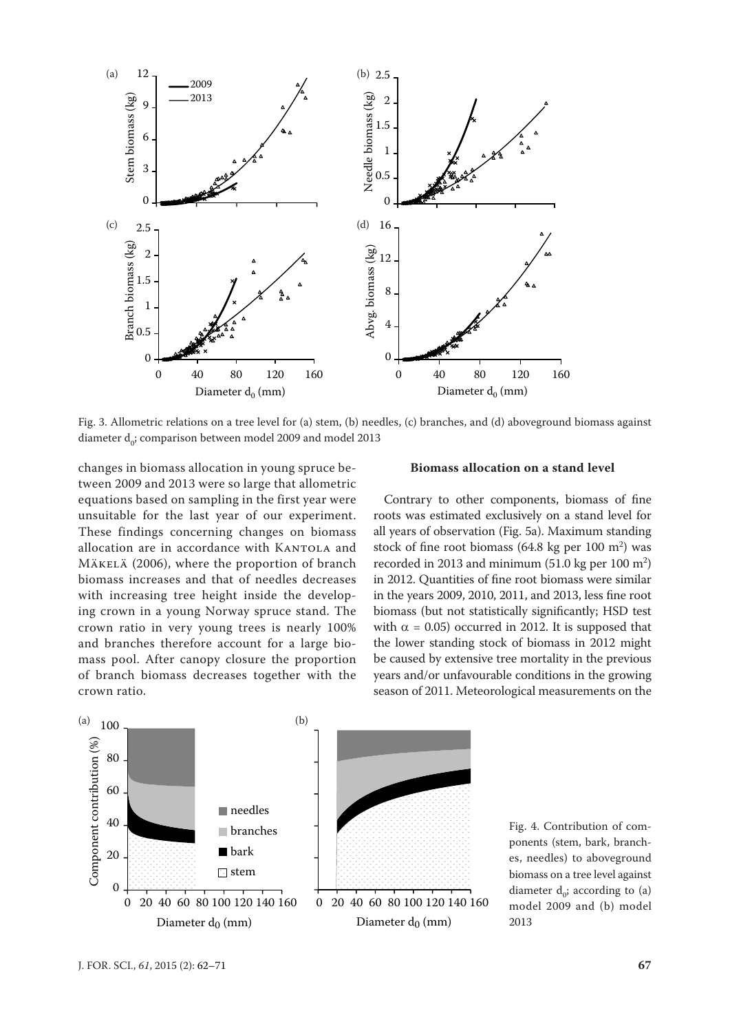Fig. 3. Allometric relations on a tree level for (a) stem, (b) needles, (c) branches, and (d) aboveground biomass against diameter $d_0$; comparison between model 2009 and model 2013

changes in biomass allocation in young spruce between 2009 and 2013 were so large that allometric equations based on sampling in the first year were unsuitable for the last year of our experiment. These findings concerning changes on biomass allocation are in accordance with Kantola and Mäkelä (2006), where the proportion of branch biomass increases and that of needles decreases with increasing tree height inside the developing crown in a young Norway spruce stand. The crown ratio in very young trees is nearly 100% and branches therefore account for a large biomass pool. After canopy closure the proportion of branch biomass decreases together with the crown ratio.

### Biomass allocation on a stand level

Contrary to other components, biomass of fine roots was estimated exclusively on a stand level for all years of observation (Fig. 5a). Maximum standing stock of fine root biomass (64.8 kg per 100 $m^2$) was recorded in 2013 and minimum (51.0 kg per 100 $m^2$) in 2012. Quantities of fine root biomass were similar in the years 2009, 2010, 2011, and 2013, less fine root biomass (but not statistically significantly; HSD test with $\alpha = 0.05$) occurred in 2012. It is supposed that the lower standing stock of biomass in 2012 might be caused by extensive tree mortality in the previous years and/or unfavourable conditions in the growing season of 2011. Meteorological measurements on the

Fig. 4. Contribution of components (stem, bark, branches, needles) to aboveground biomass on a tree level against diameter $d_0$; according to (a) model 2009 and (b) model 2013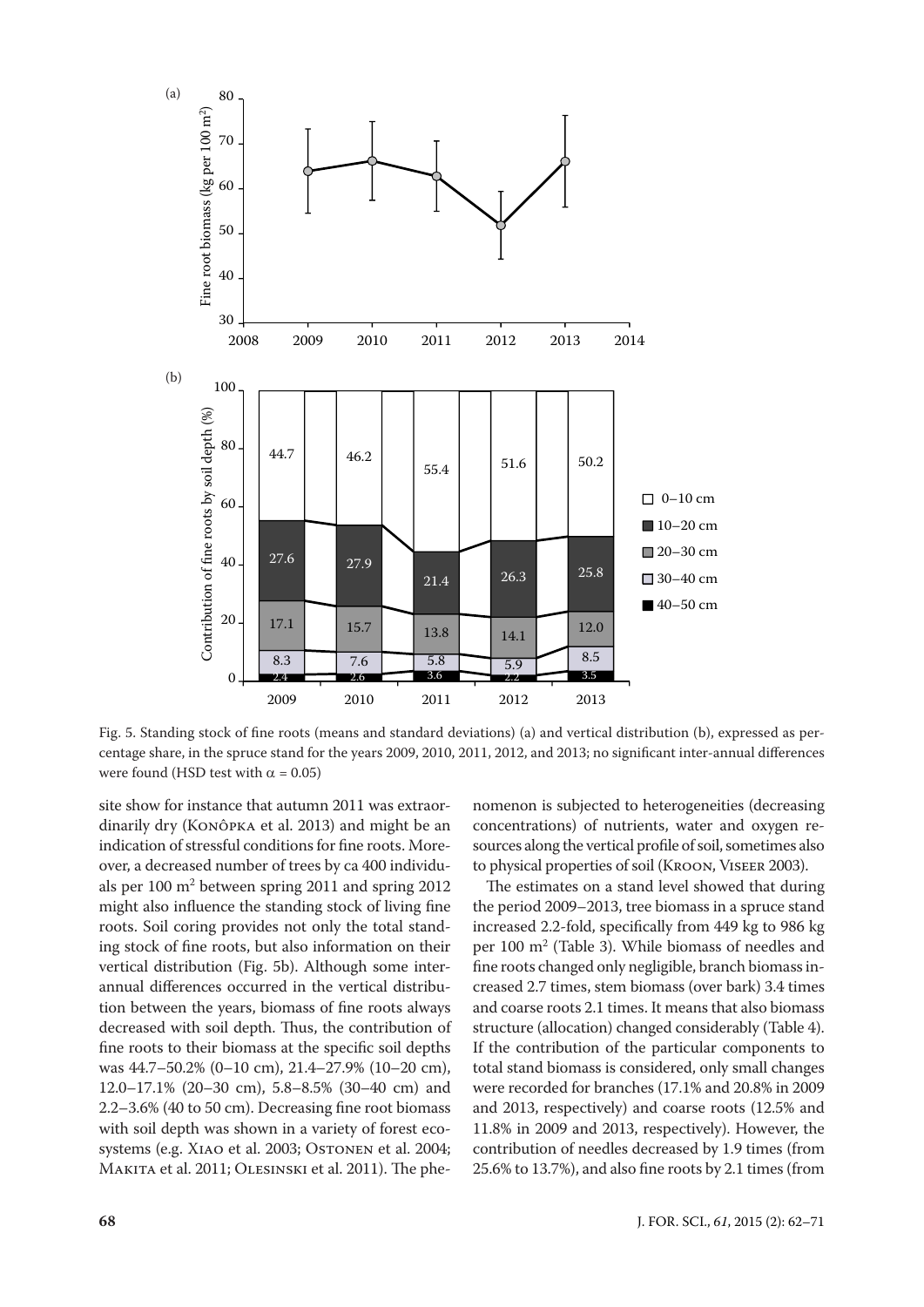Fig. 5. Standing stock of fine roots (means and standard deviations) (a) and vertical distribution (b), expressed as percentage share, in the spruce stand for the years 2009, 2010, 2011, 2012, and 2013; no significant inter-annual differences were found (HSD test with $\alpha = 0.05$)

site show for instance that autumn 2011 was extraordinarily dry (Konôpka et al. 2013) and might be an indication of stressful conditions for fine roots. Moreover, a decreased number of trees by ca 400 individuals per 100 $m^2$ between spring 2011 and spring 2012 might also influence the standing stock of living fine roots. Soil coring provides not only the total standing stock of fine roots, but also information on their vertical distribution (Fig. 5b). Although some inter-annual differences occurred in the vertical distribution between the years, biomass of fine roots always decreased with soil depth. Thus, the contribution of fine roots to their biomass at the specific soil depths was 44.7–50.2% (0–10 cm), 21.4–27.9% (10–20 cm), 12.0–17.1% (20–30 cm), 5.8–8.5% (30–40 cm) and 2.2–3.6% (40 to 50 cm). Decreasing fine root biomass with soil depth was shown in a variety of forest ecosystems (e.g. Xiao et al. 2003; Ostonen et al. 2004; Makita et al. 2011; Olesinski et al. 2011). The phenomenon is subjected to heterogeneities (decreasing concentrations) of nutrients, water and oxygen resources along the vertical profile of soil, sometimes also to physical properties of soil (Kroon, Viseer 2003).

The estimates on a stand level showed that during the period 2009–2013, tree biomass in a spruce stand increased 2.2-fold, specifically from 449 kg to 986 kg per 100 $m^2$ (Table 3). While biomass of needles and fine roots changed only negligible, branch biomass increased 2.7 times, stem biomass (over bark) 3.4 times and coarse roots 2.1 times. It means that also biomass structure (allocation) changed considerably (Table 4). If the contribution of the particular components to total stand biomass is considered, only small changes were recorded for branches (17.1% and 20.8% in 2009 and 2013, respectively) and coarse roots (12.5% and 11.8% in 2009 and 2013, respectively). However, the contribution of needles decreased by 1.9 times (from 25.6% to 13.7%), and also fine roots by 2.1 times (from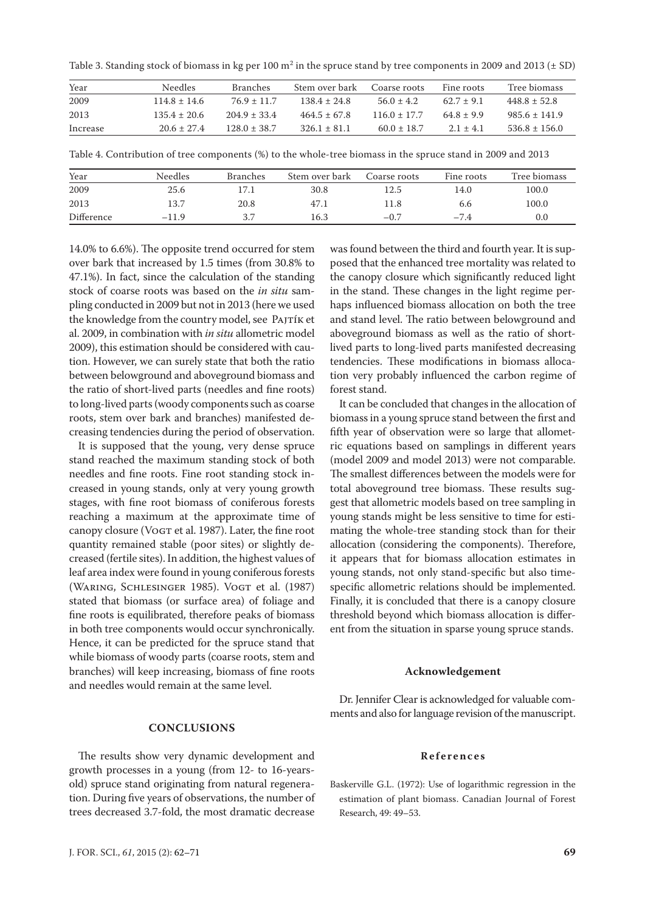Table 3. Standing stock of biomass in kg per 100 $m^2$ in the spruce stand by tree components in 2009 and 2013 (± SD)

| Year | Needles | Branches | Stem over bark | Coarse roots | Fine roots | Tree biomass |
|---|---|---|---|---|---|---|
| 2009 | 114.8 ± 14.6 | 76.9 ± 11.7 | 138.4 ± 24.8 | 56.0 ± 4.2 | 62.7 ± 9.1 | 448.8 ± 52.8 |
| 2013 | 135.4 ± 20.6 | 204.9 ± 33.4 | 464.5 ± 67.8 | 116.0 ± 17.7 | 64.8 ± 9.9 | 985.6 ± 141.9 |
| Increase | 20.6 ± 27.4 | 128.0 ± 38.7 | 326.1 ± 81.1 | 60.0 ± 18.7 | 2.1 ± 4.1 | 536.8 ± 156.0 |

Table 4. Contribution of tree components (%) to the whole-tree biomass in the spruce stand in 2009 and 2013

| Year | Needles | Branches | Stem over bark | Coarse roots | Fine roots | Tree biomass |
|---|---|---|---|---|---|---|
| 2009 | 25.6 | 17.1 | 30.8 | 12.5 | 14.0 | 100.0 |
| 2013 | 13.7 | 20.8 | 47.1 | 11.8 | 6.6 | 100.0 |
| Difference | –11.9 | 3.7 | 16.3 | –0.7 | –7.4 | 0.0 |

14.0% to 6.6%). The opposite trend occurred for stem over bark that increased by 1.5 times (from 30.8% to 47.1%). In fact, since the calculation of the standing stock of coarse roots was based on the *in situ* sampling conducted in 2009 but not in 2013 (here we used the knowledge from the country model, see Pajtík et al. 2009, in combination with *in situ* allometric model 2009), this estimation should be considered with caution. However, we can surely state that both the ratio between belowground and aboveground biomass and the ratio of short-lived parts (needles and fine roots) to long-lived parts (woody components such as coarse roots, stem over bark and branches) manifested decreasing tendencies during the period of observation.

It is supposed that the young, very dense spruce stand reached the maximum standing stock of both needles and fine roots. Fine root standing stock increased in young stands, only at very young growth stages, with fine root biomass of coniferous forests reaching a maximum at the approximate time of canopy closure (Vogt et al. 1987). Later, the fine root quantity remained stable (poor sites) or slightly decreased (fertile sites). In addition, the highest values of leaf area index were found in young coniferous forests (Waring, Schlesinger 1985). Vogt et al. (1987) stated that biomass (or surface area) of foliage and fine roots is equilibrated, therefore peaks of biomass in both tree components would occur synchronically. Hence, it can be predicted for the spruce stand that while biomass of woody parts (coarse roots, stem and branches) will keep increasing, biomass of fine roots and needles would remain at the same level.

## CONCLUSIONS

The results show very dynamic development and growth processes in a young (from 12- to 16-years-old) spruce stand originating from natural regeneration. During five years of observations, the number of trees decreased 3.7-fold, the most dramatic decrease was found between the third and fourth year. It is supposed that the enhanced tree mortality was related to the canopy closure which significantly reduced light in the stand. These changes in the light regime perhaps influenced biomass allocation on both the tree and stand level. The ratio between belowground and aboveground biomass as well as the ratio of short-lived parts to long-lived parts manifested decreasing tendencies. These modifications in biomass allocation very probably influenced the carbon regime of forest stand.

It can be concluded that changes in the allocation of biomass in a young spruce stand between the first and fifth year of observation were so large that allometric equations based on samplings in different years (model 2009 and model 2013) were not comparable. The smallest differences between the models were for total aboveground tree biomass. These results suggest that allometric models based on tree sampling in young stands might be less sensitive to time for estimating the whole-tree standing stock than for their allocation (considering the components). Therefore, it appears that for biomass allocation estimates in young stands, not only stand-specific but also time-specific allometric relations should be implemented. Finally, it is concluded that there is a canopy closure threshold beyond which biomass allocation is different from the situation in sparse young spruce stands.

### Acknowledgement

Dr. Jennifer Clear is acknowledged for valuable comments and also for language revision of the manuscript.

### References

Baskerville G.L. (1972): Use of logarithmic regression in the estimation of plant biomass. Canadian Journal of Forest Research, 49: 49–53.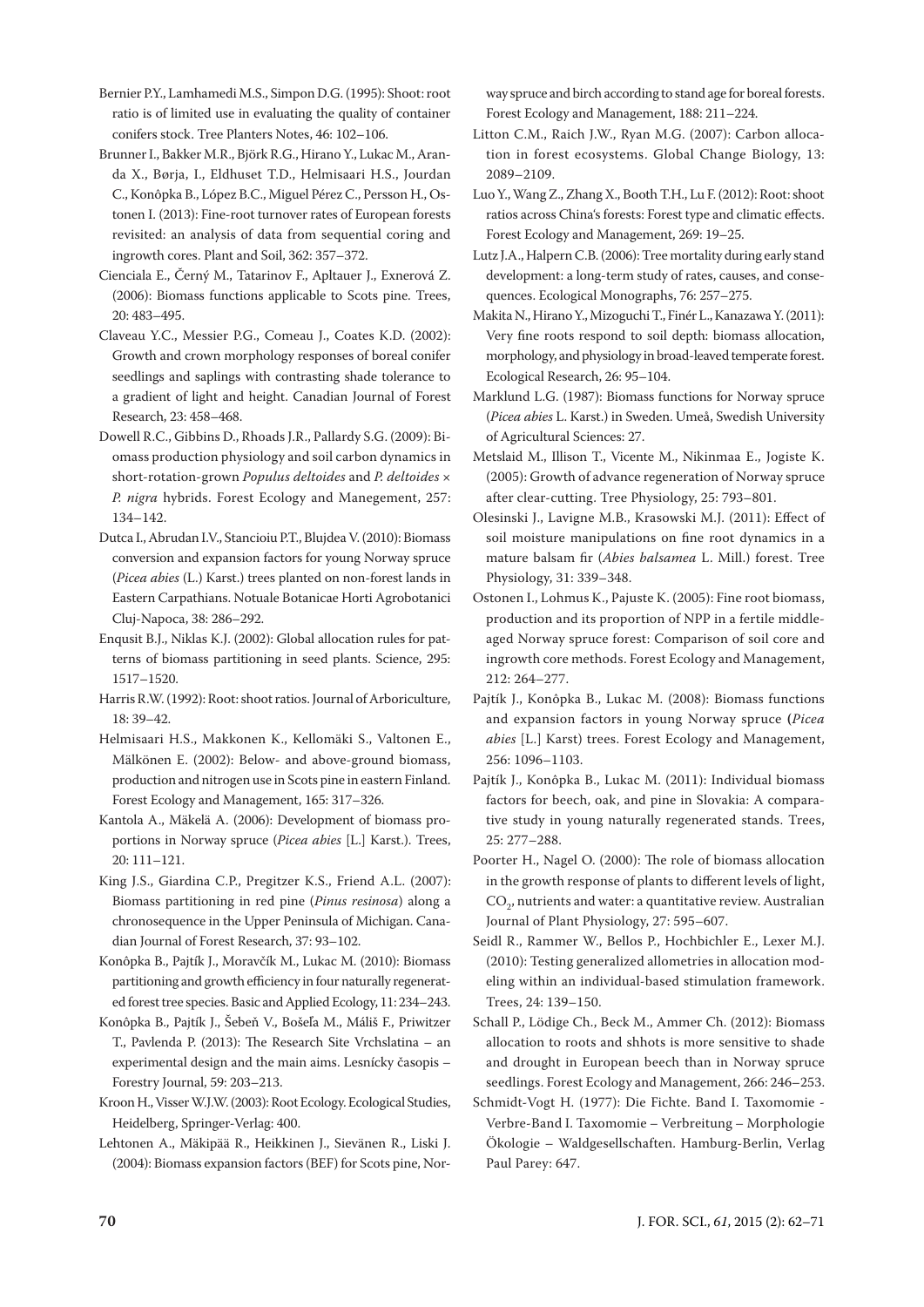Bernier P.Y., Lamhamedi M.S., Simpon D.G. (1995): Shoot: root ratio is of limited use in evaluating the quality of container conifers stock. Tree Planters Notes, 46: 102–106.

Brunner I., Bakker M.R., Björk R.G., Hirano Y., Lukac M., Aranda X., Børja, I., Eldhuset T.D., Helmisaari H.S., Jourdan C., Konôpka B., López B.C., Miguel Pérez C., Persson H., Ostonen I. (2013): Fine-root turnover rates of European forests revisited: an analysis of data from sequential coring and ingrowth cores. Plant and Soil, 362: 357–372.

Cienciala E., Černý M., Tatarinov F., Apltauer J., Exnerová Z. (2006): Biomass functions applicable to Scots pine. Trees, 20: 483–495.

Claveau Y.C., Messier P.G., Comeau J., Coates K.D. (2002): Growth and crown morphology responses of boreal conifer seedlings and saplings with contrasting shade tolerance to a gradient of light and height. Canadian Journal of Forest Research, 23: 458–468.

Dowell R.C., Gibbins D., Rhoads J.R., Pallardy S.G. (2009): Biomass production physiology and soil carbon dynamics in short-rotation-grown *Populus deltoides* and *P. deltoides* × *P. nigra* hybrids. Forest Ecology and Manegement, 257: 134–142.

Dutca I., Abrudan I.V., Stancioiu P.T., Blujdea V. (2010): Biomass conversion and expansion factors for young Norway spruce (*Picea abies* (L.) Karst.) trees planted on non-forest lands in Eastern Carpathians. Notuale Botanicae Horti Agrobotanici Cluj-Napoca, 38: 286–292.

Enqusit B.J., Niklas K.J. (2002): Global allocation rules for patterns of biomass partitioning in seed plants. Science, 295: 1517–1520.

Harris R.W. (1992): Root: shoot ratios. Journal of Arboriculture, 18: 39–42.

Helmisaari H.S., Makkonen K., Kellomäki S., Valtonen E., Mälkönen E. (2002): Below- and above-ground biomass, production and nitrogen use in Scots pine in eastern Finland. Forest Ecology and Management, 165: 317–326.

Kantola A., Mäkelä A. (2006): Development of biomass proportions in Norway spruce (*Picea abies* [L.] Karst.). Trees, 20: 111–121.

King J.S., Giardina C.P., Pregitzer K.S., Friend A.L. (2007): Biomass partitioning in red pine (*Pinus resinosa*) along a chronosequence in the Upper Peninsula of Michigan. Canadian Journal of Forest Research, 37: 93–102.

Konôpka B., Pajtík J., Moravčík M., Lukac M. (2010): Biomass partitioning and growth efficiency in four naturally regenerated forest tree species. Basic and Applied Ecology, 11: 234–243.

Konôpka B., Pajtík J., Šebeň V., Bošeľa M., Máliš F., Priwitzer T., Pavlenda P. (2013): The Research Site Vrchslatina – an experimental design and the main aims. Lesnícky časopis – Forestry Journal, 59: 203–213.

Kroon H., Visser W.J.W. (2003): Root Ecology. Ecological Studies, Heidelberg, Springer-Verlag: 400.

Lehtonen A., Mäkipää R., Heikkinen J., Sievänen R., Liski J. (2004): Biomass expansion factors (BEF) for Scots pine, Norway spruce and birch according to stand age for boreal forests. Forest Ecology and Management, 188: 211–224.

Litton C.M., Raich J.W., Ryan M.G. (2007): Carbon allocation in forest ecosystems. Global Change Biology, 13: 2089–2109.

Luo Y., Wang Z., Zhang X., Booth T.H., Lu F. (2012): Root: shoot ratios across China's forests: Forest type and climatic effects. Forest Ecology and Management, 269: 19–25.

Lutz J.A., Halpern C.B. (2006): Tree mortality during early stand development: a long-term study of rates, causes, and consequences. Ecological Monographs, 76: 257–275.

Makita N., Hirano Y., Mizoguchi T., Finér L., Kanazawa Y. (2011): Very fine roots respond to soil depth: biomass allocation, morphology, and physiology in broad-leaved temperate forest. Ecological Research, 26: 95–104.

Marklund L.G. (1987): Biomass functions for Norway spruce (*Picea abies* L. Karst.) in Sweden. Umeå, Swedish University of Agricultural Sciences: 27.

Metslaid M., Illison T., Vicente M., Nikinmaa E., Jogiste K. (2005): Growth of advance regeneration of Norway spruce after clear-cutting. Tree Physiology, 25: 793–801.

Olesinski J., Lavigne M.B., Krasowski M.J. (2011): Effect of soil moisture manipulations on fine root dynamics in a mature balsam fir (*Abies balsamea* L. Mill.) forest. Tree Physiology, 31: 339–348.

Ostonen I., Lohmus K., Pajuste K. (2005): Fine root biomass, production and its proportion of NPP in a fertile middle-aged Norway spruce forest: Comparison of soil core and ingrowth core methods. Forest Ecology and Management, 212: 264–277.

Pajtík J., Konôpka B., Lukac M. (2008): Biomass functions and expansion factors in young Norway spruce (*Picea abies* [L.] Karst) trees. Forest Ecology and Management, 256: 1096–1103.

Pajtík J., Konôpka B., Lukac M. (2011): Individual biomass factors for beech, oak, and pine in Slovakia: A comparative study in young naturally regenerated stands. Trees, 25: 277–288.

Poorter H., Nagel O. (2000): The role of biomass allocation in the growth response of plants to different levels of light, $CO_2$, nutrients and water: a quantitative review. Australian Journal of Plant Physiology, 27: 595–607.

Seidl R., Rammer W., Bellos P., Hochbichler E., Lexer M.J. (2010): Testing generalized allometries in allocation modeling within an individual-based stimulation framework. Trees, 24: 139–150.

Schall P., Lödige Ch., Beck M., Ammer Ch. (2012): Biomass allocation to roots and shhots is more sensitive to shade and drought in European beech than in Norway spruce seedlings. Forest Ecology and Management, 266: 246–253.

Schmidt-Vogt H. (1977): Die Fichte. Band I. Taxomomie - Verbre-Band I. Taxomomie – Verbreitung – Morphologie Ökologie – Waldgesellschaften. Hamburg-Berlin, Verlag Paul Parey: 647.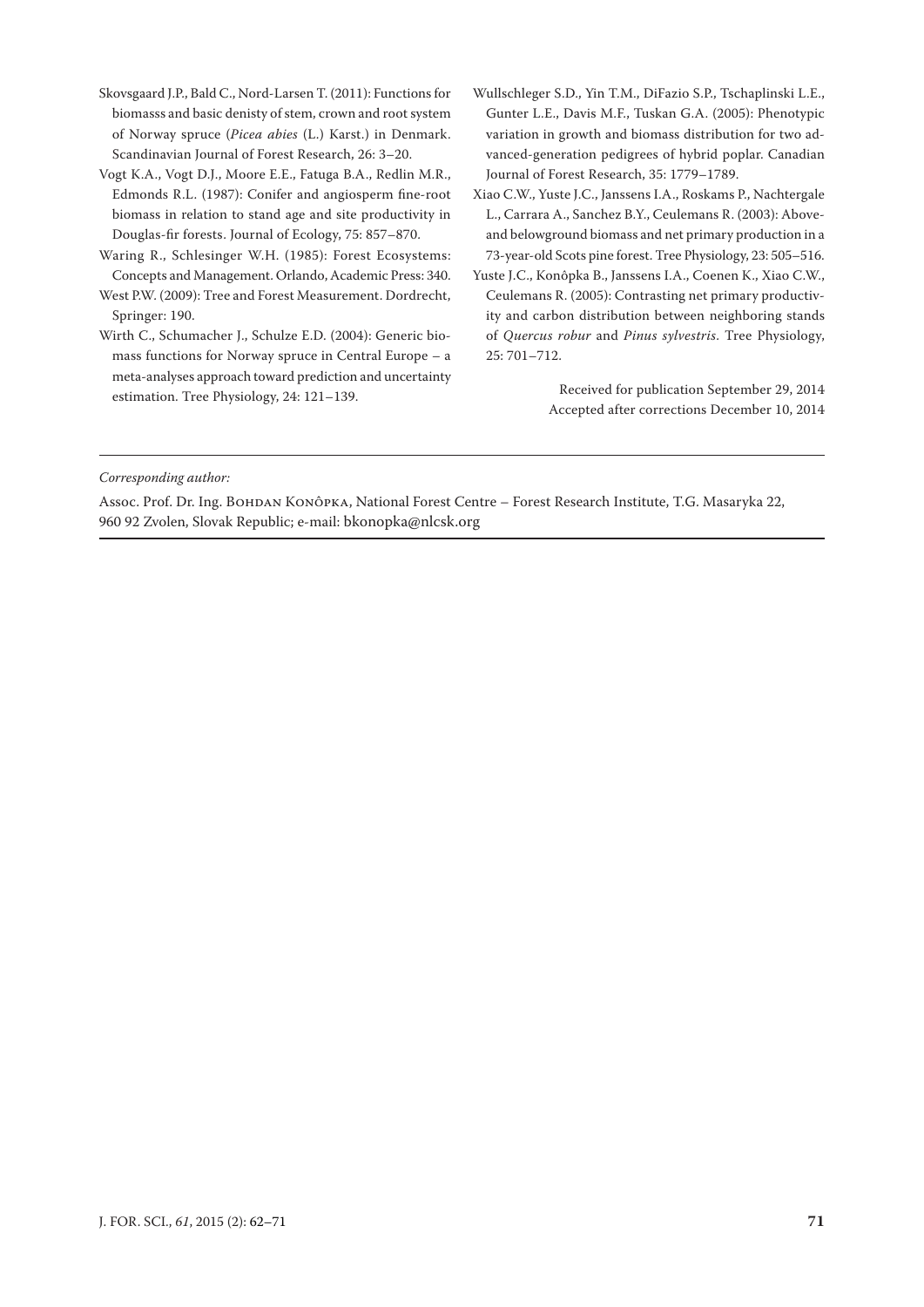Skovsgaard J.P., Bald C., Nord-Larsen T. (2011): Functions for biomasss and basic denisty of stem, crown and root system of Norway spruce (*Picea abies* (L.) Karst.) in Denmark. Scandinavian Journal of Forest Research, 26: 3–20.

Vogt K.A., Vogt D.J., Moore E.E., Fatuga B.A., Redlin M.R., Edmonds R.L. (1987): Conifer and angiosperm fine-root biomass in relation to stand age and site productivity in Douglas-fir forests. Journal of Ecology, 75: 857–870.

Waring R., Schlesinger W.H. (1985): Forest Ecosystems: Concepts and Management. Orlando, Academic Press: 340.

West P.W. (2009): Tree and Forest Measurement. Dordrecht, Springer: 190.

Wirth C., Schumacher J., Schulze E.D. (2004): Generic biomass functions for Norway spruce in Central Europe – a meta-analyses approach toward prediction and uncertainty estimation. Tree Physiology, 24: 121–139.

Wullschleger S.D., Yin T.M., DiFazio S.P., Tschaplinski L.E., Gunter L.E., Davis M.F., Tuskan G.A. (2005): Phenotypic variation in growth and biomass distribution for two advanced-generation pedigrees of hybrid poplar. Canadian Journal of Forest Research, 35: 1779–1789.

Xiao C.W., Yuste J.C., Janssens I.A., Roskams P., Nachtergale L., Carrara A., Sanchez B.Y., Ceulemans R. (2003): Above- and belowground biomass and net primary production in a 73-year-old Scots pine forest. Tree Physiology, 23: 505–516.

Yuste J.C., Konôpka B., Janssens I.A., Coenen K., Xiao C.W., Ceulemans R. (2005): Contrasting net primary productivity and carbon distribution between neighboring stands of *Quercus robur* and *Pinus sylvestris*. Tree Physiology, 25: 701–712.

Received for publication September 29, 2014
Accepted after corrections December 10, 2014

*Corresponding author:*

Assoc. Prof. Dr. Ing. Bohdan Konôpka, National Forest Centre – Forest Research Institute, T.G. Masaryka 22, 960 92 Zvolen, Slovak Republic; e-mail: bkonopka@nlcsk.org